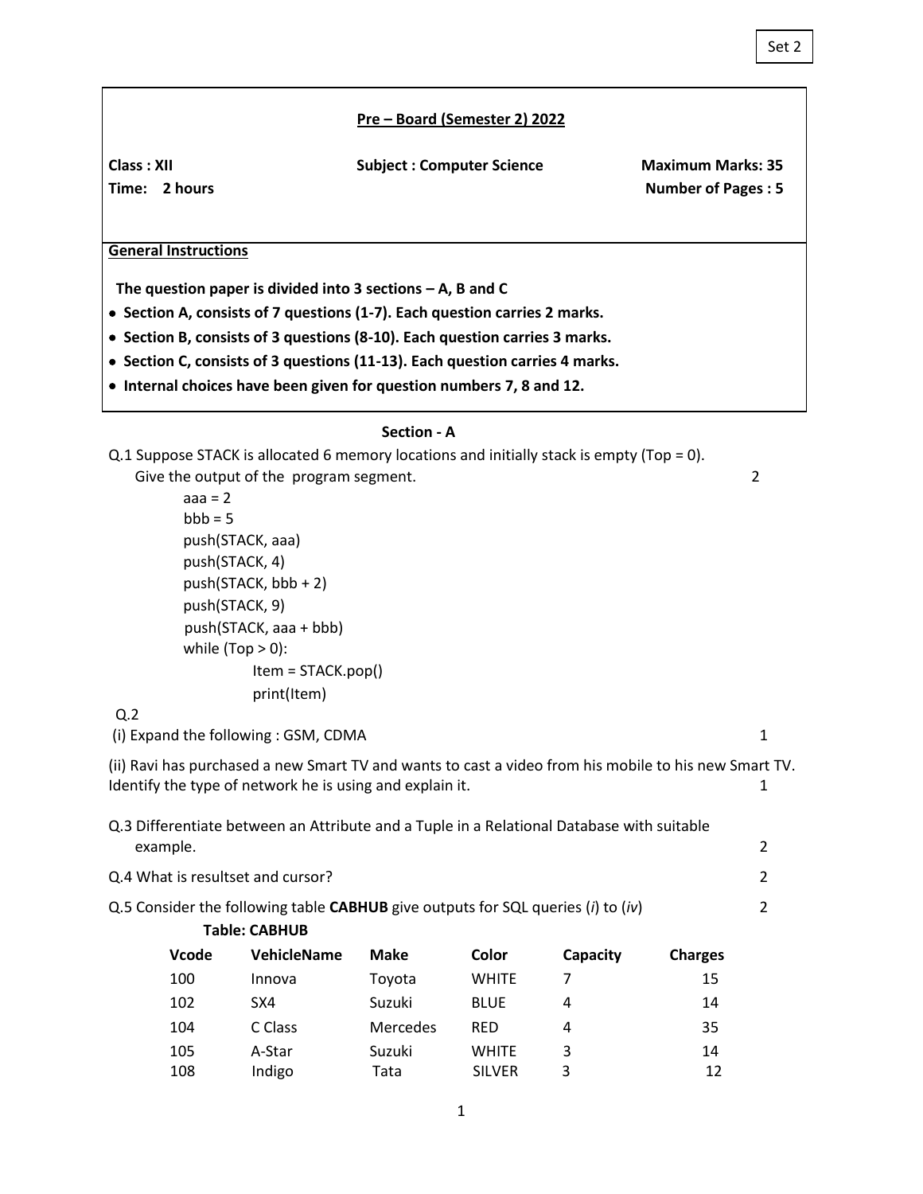Set 2

## Pre – Board (Semester 2) 2022

**Class : XII** **Subject : Computer Science** **Maximum Marks: 35**

**Time: 2 hours** **Number of Pages : 5**

**General Instructions**

**The question paper is divided into 3 sections – A, B and C**

- **Section A, consists of 7 questions (1-7). Each question carries 2 marks.**
- **Section B, consists of 3 questions (8-10). Each question carries 3 marks.**
- **Section C, consists of 3 questions (11-13). Each question carries 4 marks.**
- **Internal choices have been given for question numbers 7, 8 and 12.**

### Section - A

Q.1 Suppose STACK is allocated 6 memory locations and initially stack is empty (Top = 0). Give the output of the program segment. 2

```
aaa = 2
bbb = 5
push(STACK, aaa)
push(STACK, 4)
push(STACK, bbb + 2)
push(STACK, 9)
push(STACK, aaa + bbb)
while (Top > 0):
        Item = STACK.pop()
        print(Item)
```

Q.2

(i) Expand the following : GSM, CDMA 1

(ii) Ravi has purchased a new Smart TV and wants to cast a video from his mobile to his new Smart TV. Identify the type of network he is using and explain it. 1

Q.3 Differentiate between an Attribute and a Tuple in a Relational Database with suitable example. 2

Q.4 What is resultset and cursor? 2

Q.5 Consider the following table **CABHUB** give outputs for SQL queries (*i*) to (*iv*) 2

**Table: CABHUB**

| Vcode | VehicleName | Make | Color | Capacity | Charges |
|---|---|---|---|---|---|
| 100 | Innova | Toyota | WHITE | 7 | 15 |
| 102 | SX4 | Suzuki | BLUE | 4 | 14 |
| 104 | C Class | Mercedes | RED | 4 | 35 |
| 105 | A-Star | Suzuki | WHITE | 3 | 14 |
| 108 | Indigo | Tata | SILVER | 3 | 12 |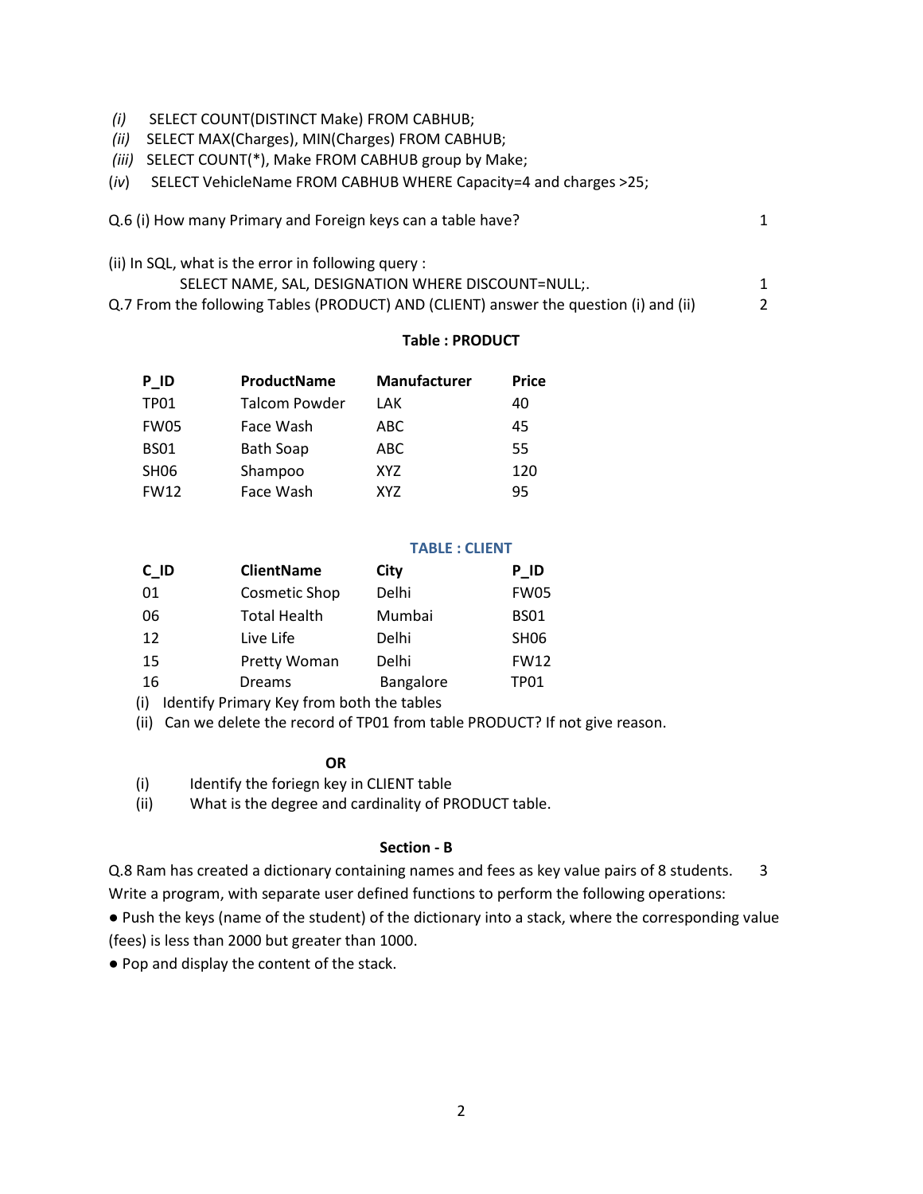*(i)* SELECT COUNT(DISTINCT Make) FROM CABHUB;
*(ii)* SELECT MAX(Charges), MIN(Charges) FROM CABHUB;
*(iii)* SELECT COUNT(*), Make FROM CABHUB group by Make;
(*iv*) SELECT VehicleName FROM CABHUB WHERE Capacity=4 and charges >25;

Q.6 (i) How many Primary and Foreign keys can a table have? 1

(ii) In SQL, what is the error in following query :

```
SELECT NAME, SAL, DESIGNATION WHERE DISCOUNT=NULL;.
```

1

Q.7 From the following Tables (PRODUCT) AND (CLIENT) answer the question (i) and (ii) 2

**Table : PRODUCT**

| P_ID | ProductName | Manufacturer | Price |
|---|---|---|---|
| TP01 | Talcom Powder | LAK | 40 |
| FW05 | Face Wash | ABC | 45 |
| BS01 | Bath Soap | ABC | 55 |
| SH06 | Shampoo | XYZ | 120 |
| FW12 | Face Wash | XYZ | 95 |

**TABLE : CLIENT**

| C_ID | ClientName | City | P_ID |
|---|---|---|---|
| 01 | Cosmetic Shop | Delhi | FW05 |
| 06 | Total Health | Mumbai | BS01 |
| 12 | Live Life | Delhi | SH06 |
| 15 | Pretty Woman | Delhi | FW12 |
| 16 | Dreams | Bangalore | TP01 |

(i) Identify Primary Key from both the tables
(ii) Can we delete the record of TP01 from table PRODUCT? If not give reason.

**OR**

(i) Identify the foriegn key in CLIENT table
(ii) What is the degree and cardinality of PRODUCT table.

## Section - B

Q.8 Ram has created a dictionary containing names and fees as key value pairs of 8 students. 3
Write a program, with separate user defined functions to perform the following operations:

- Push the keys (name of the student) of the dictionary into a stack, where the corresponding value (fees) is less than 2000 but greater than 1000.
- Pop and display the content of the stack.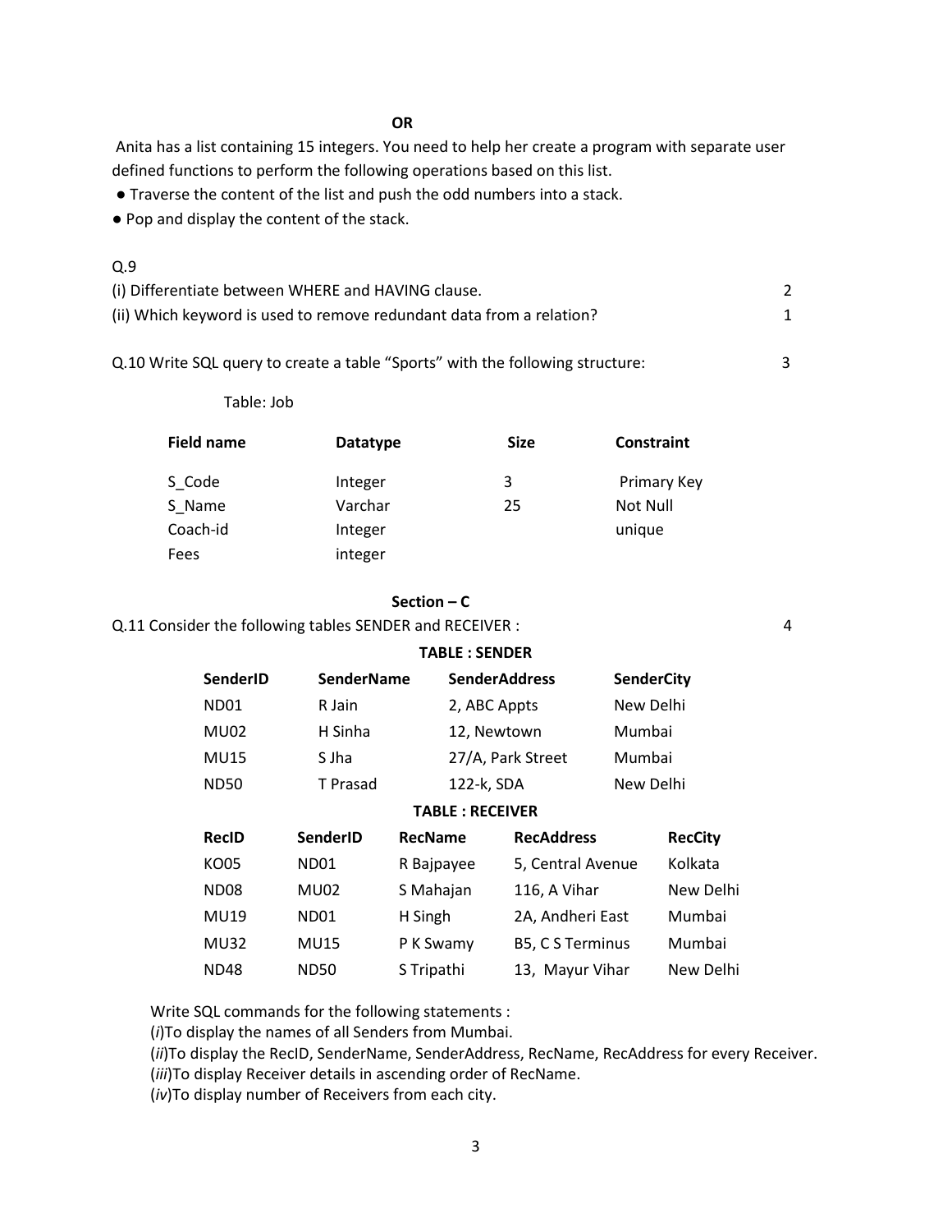**OR**

Anita has a list containing 15 integers. You need to help her create a program with separate user defined functions to perform the following operations based on this list.

- Traverse the content of the list and push the odd numbers into a stack.
- Pop and display the content of the stack.

Q.9

(i) Differentiate between WHERE and HAVING clause. 2

(ii) Which keyword is used to remove redundant data from a relation? 1

Q.10 Write SQL query to create a table "Sports" with the following structure: 3

Table: Job

| Field name | Datatype | Size | Constraint |
|---|---|---|---|
| S_Code | Integer | 3 | Primary Key |
| S_Name | Varchar | 25 | Not Null |
| Coach-id | Integer | | unique |
| Fees | integer | | |

## Section – C

Q.11 Consider the following tables SENDER and RECEIVER : 4

**TABLE : SENDER**

| SenderID | SenderName | SenderAddress | SenderCity |
|---|---|---|---|
| ND01 | R Jain | 2, ABC Appts | New Delhi |
| MU02 | H Sinha | 12, Newtown | Mumbai |
| MU15 | S Jha | 27/A, Park Street | Mumbai |
| ND50 | T Prasad | 122-k, SDA | New Delhi |

**TABLE : RECEIVER**

| RecID | SenderID | RecName | RecAddress | RecCity |
|---|---|---|---|---|
| KO05 | ND01 | R Bajpayee | 5, Central Avenue | Kolkata |
| ND08 | MU02 | S Mahajan | 116, A Vihar | New Delhi |
| MU19 | ND01 | H Singh | 2A, Andheri East | Mumbai |
| MU32 | MU15 | P K Swamy | B5, C S Terminus | Mumbai |
| ND48 | ND50 | S Tripathi | 13, Mayur Vihar | New Delhi |

Write SQL commands for the following statements :

(*i*)To display the names of all Senders from Mumbai.

(*ii*)To display the RecID, SenderName, SenderAddress, RecName, RecAddress for every Receiver.

(*iii*)To display Receiver details in ascending order of RecName.

(*iv*)To display number of Receivers from each city.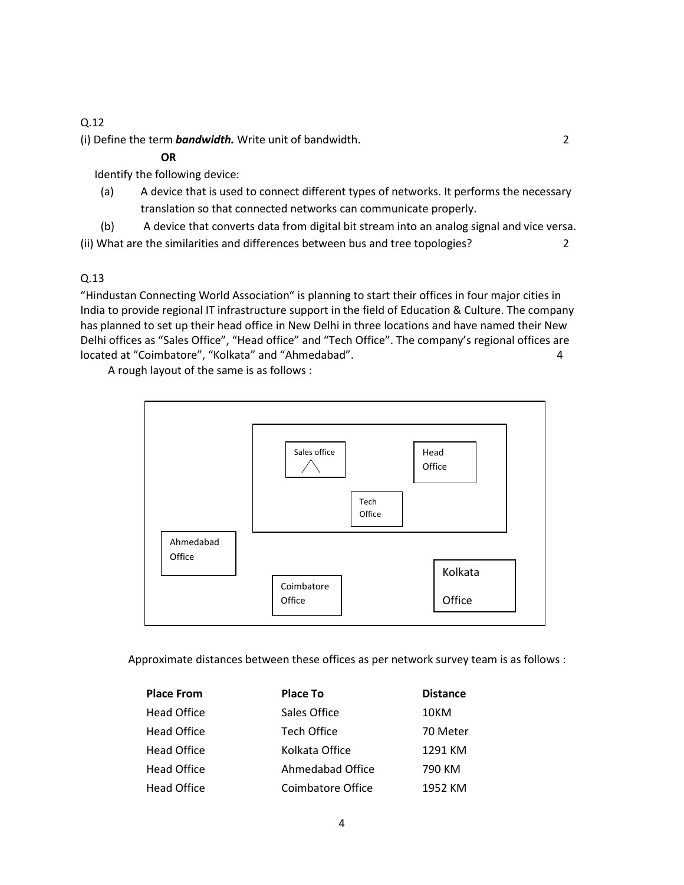Q.12

(i) Define the term ***bandwidth.*** Write unit of bandwidth. 2

**OR**

Identify the following device:

(a) A device that is used to connect different types of networks. It performs the necessary translation so that connected networks can communicate properly.

(b) A device that converts data from digital bit stream into an analog signal and vice versa.

(ii) What are the similarities and differences between bus and tree topologies? 2

Q.13

"Hindustan Connecting World Association" is planning to start their offices in four major cities in India to provide regional IT infrastructure support in the field of Education & Culture. The company has planned to set up their head office in New Delhi in three locations and have named their New Delhi offices as "Sales Office", "Head office" and "Tech Office". The company's regional offices are located at "Coimbatore", "Kolkata" and "Ahmedabad". 4

A rough layout of the same is as follows :

Sales office

Head Office

Tech Office

Ahmedabad Office

Coimbatore Office

Kolkata Office

Approximate distances between these offices as per network survey team is as follows :

| Place From | Place To | Distance |
|---|---|---|
| Head Office | Sales Office | 10KM |
| Head Office | Tech Office | 70 Meter |
| Head Office | Kolkata Office | 1291 KM |
| Head Office | Ahmedabad Office | 790 KM |
| Head Office | Coimbatore Office | 1952 KM |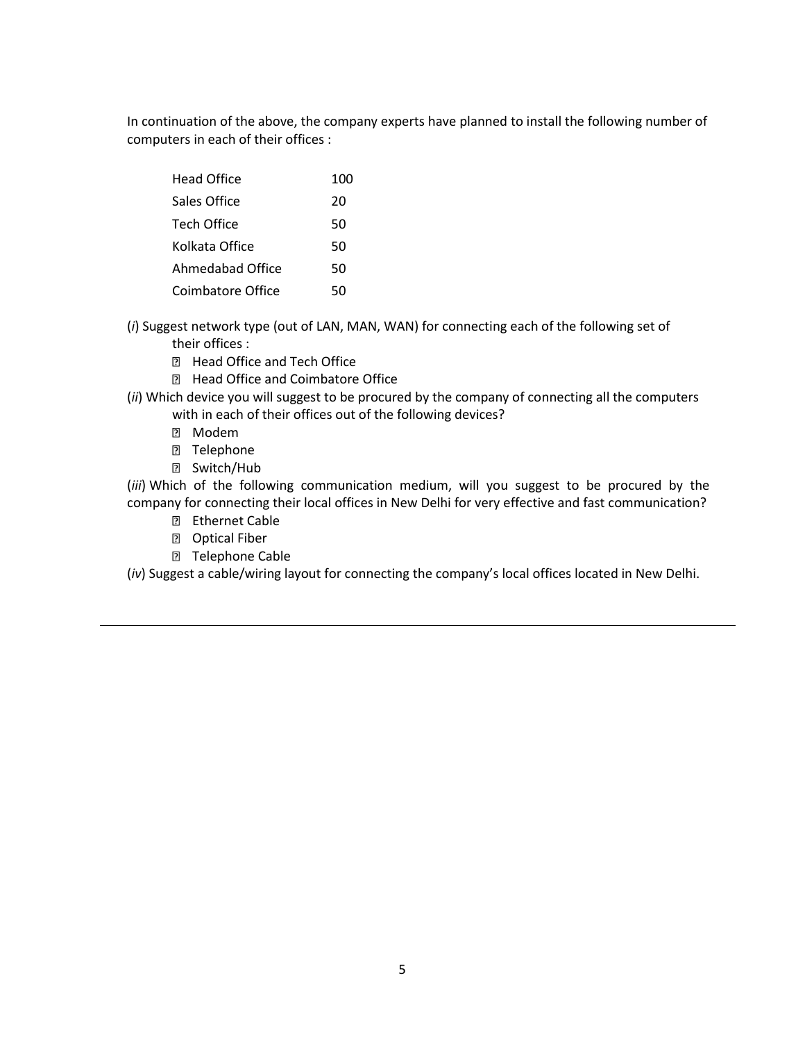In continuation of the above, the company experts have planned to install the following number of computers in each of their offices :

| | |
|---|---|
| Head Office | 100 |
| Sales Office | 20 |
| Tech Office | 50 |
| Kolkata Office | 50 |
| Ahmedabad Office | 50 |
| Coimbatore Office | 50 |

(*i*) Suggest network type (out of LAN, MAN, WAN) for connecting each of the following set of their offices :

- Head Office and Tech Office
- Head Office and Coimbatore Office

(*ii*) Which device you will suggest to be procured by the company of connecting all the computers with in each of their offices out of the following devices?

- Modem
- Telephone
- Switch/Hub

(*iii*) Which of the following communication medium, will you suggest to be procured by the company for connecting their local offices in New Delhi for very effective and fast communication?

- Ethernet Cable
- Optical Fiber
- Telephone Cable

(*iv*) Suggest a cable/wiring layout for connecting the company's local offices located in New Delhi.